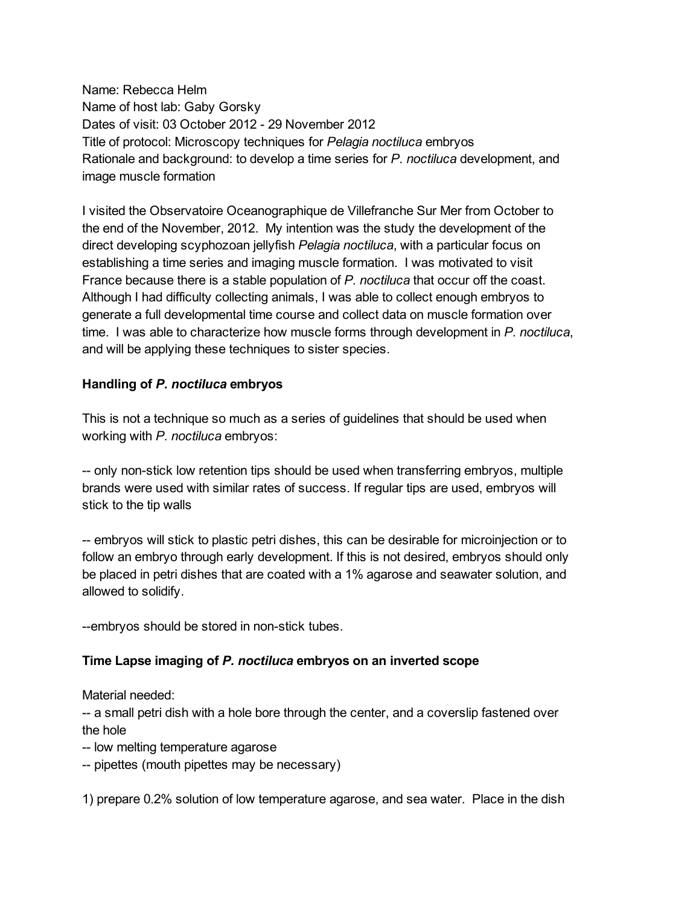Name: Rebecca Helm
Name of host lab: Gaby Gorsky
Dates of visit: 03 October 2012 - 29 November 2012
Title of protocol: Microscopy techniques for *Pelagia noctiluca* embryos
Rationale and background: to develop a time series for *P. noctiluca* development, and image muscle formation

I visited the Observatoire Oceanographique de Villefranche Sur Mer from October to the end of the November, 2012. My intention was the study the development of the direct developing scyphozoan jellyfish *Pelagia noctiluca*, with a particular focus on establishing a time series and imaging muscle formation. I was motivated to visit France because there is a stable population of *P. noctiluca* that occur off the coast. Although I had difficulty collecting animals, I was able to collect enough embryos to generate a full developmental time course and collect data on muscle formation over time. I was able to characterize how muscle forms through development in *P. noctiluca*, and will be applying these techniques to sister species.

**Handling of *P. noctiluca* embryos**

This is not a technique so much as a series of guidelines that should be used when working with *P. noctiluca* embryos:

-- only non-stick low retention tips should be used when transferring embryos, multiple brands were used with similar rates of success. If regular tips are used, embryos will stick to the tip walls

-- embryos will stick to plastic petri dishes, this can be desirable for microinjection or to follow an embryo through early development. If this is not desired, embryos should only be placed in petri dishes that are coated with a 1% agarose and seawater solution, and allowed to solidify.

--embryos should be stored in non-stick tubes.

**Time Lapse imaging of *P. noctiluca* embryos on an inverted scope**

Material needed:
-- a small petri dish with a hole bore through the center, and a coverslip fastened over the hole
-- low melting temperature agarose
-- pipettes (mouth pipettes may be necessary)

1) prepare 0.2% solution of low temperature agarose, and sea water. Place in the dish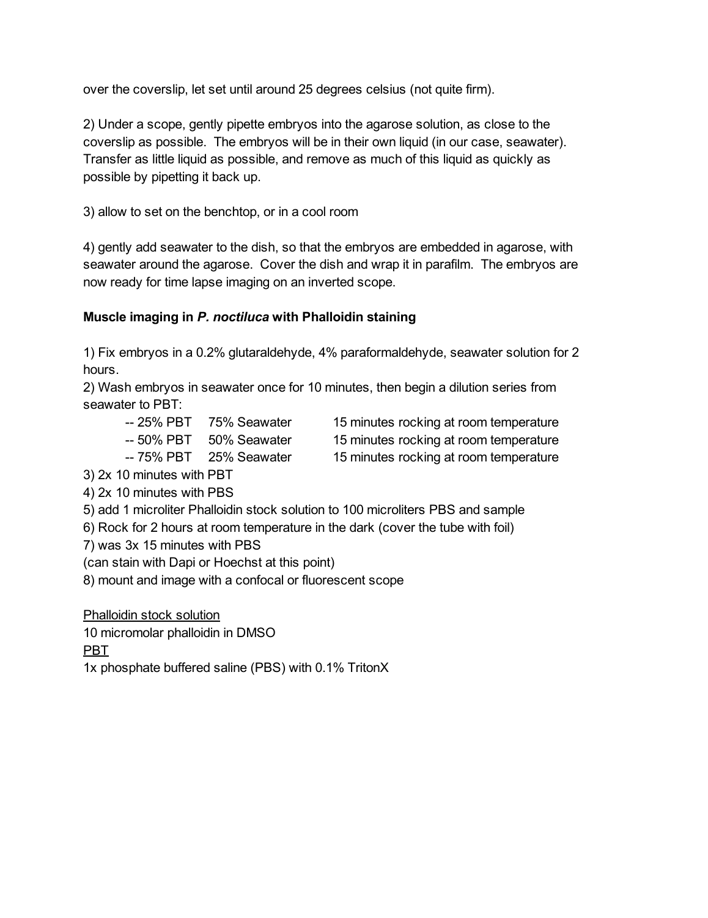over the coverslip, let set until around 25 degrees celsius (not quite firm).

2) Under a scope, gently pipette embryos into the agarose solution, as close to the coverslip as possible. The embryos will be in their own liquid (in our case, seawater). Transfer as little liquid as possible, and remove as much of this liquid as quickly as possible by pipetting it back up.

3) allow to set on the benchtop, or in a cool room

4) gently add seawater to the dish, so that the embryos are embedded in agarose, with seawater around the agarose. Cover the dish and wrap it in parafilm. The embryos are now ready for time lapse imaging on an inverted scope.

**Muscle imaging in *P. noctiluca* with Phalloidin staining**

1) Fix embryos in a 0.2% glutaraldehyde, 4% paraformaldehyde, seawater solution for 2 hours.
2) Wash embryos in seawater once for 10 minutes, then begin a dilution series from seawater to PBT:

| | | |
|---|---|---|
| -- 25% PBT | 75% Seawater | 15 minutes rocking at room temperature |
| -- 50% PBT | 50% Seawater | 15 minutes rocking at room temperature |
| -- 75% PBT | 25% Seawater | 15 minutes rocking at room temperature |

3) 2x 10 minutes with PBT
4) 2x 10 minutes with PBS
5) add 1 microliter Phalloidin stock solution to 100 microliters PBS and sample
6) Rock for 2 hours at room temperature in the dark (cover the tube with foil)
7) was 3x 15 minutes with PBS
(can stain with Dapi or Hoechst at this point)
8) mount and image with a confocal or fluorescent scope

<u>Phalloidin stock solution</u>
10 micromolar phalloidin in DMSO
<u>PBT</u>
1x phosphate buffered saline (PBS) with 0.1% TritonX